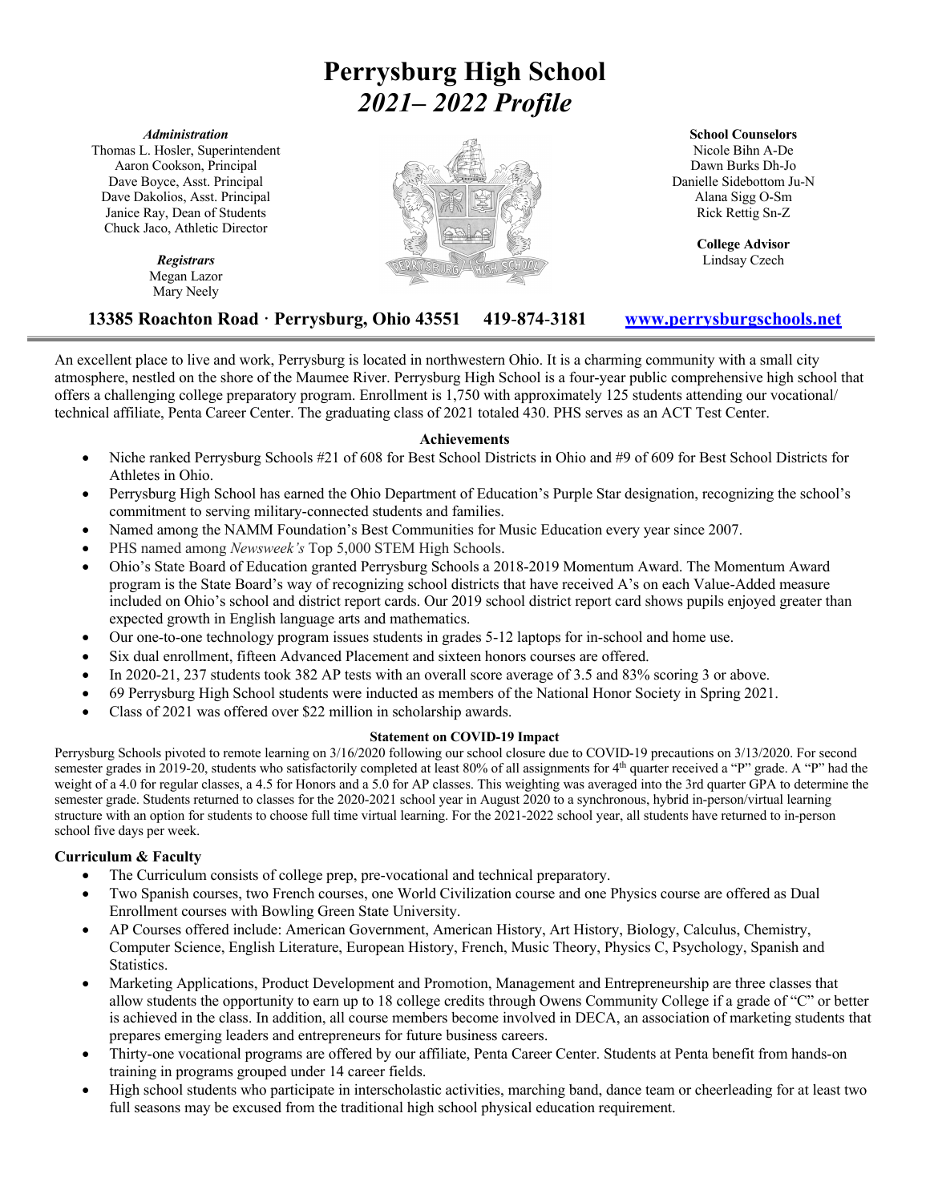# Perrysburg High School
## *2021– 2022 Profile*

***Administration***
Thomas L. Hosler, Superintendent
Aaron Cookson, Principal
Dave Boyce, Asst. Principal
Dave Dakolios, Asst. Principal
Janice Ray, Dean of Students
Chuck Jaco, Athletic Director

***Registrars***
Megan Lazor
Mary Neely

**School Counselors**
Nicole Bihn A-De
Dawn Burks Dh-Jo
Danielle Sidebottom Ju-N
Alana Sigg O-Sm
Rick Rettig Sn-Z

**College Advisor**
Lindsay Czech

**13385 Roachton Road · Perrysburg, Ohio 43551 419-874-3181 www.perrysburgschools.net**

---

An excellent place to live and work, Perrysburg is located in northwestern Ohio. It is a charming community with a small city atmosphere, nestled on the shore of the Maumee River. Perrysburg High School is a four-year public comprehensive high school that offers a challenging college preparatory program. Enrollment is 1,750 with approximately 125 students attending our vocational/technical affiliate, Penta Career Center. The graduating class of 2021 totaled 430. PHS serves as an ACT Test Center.

### Achievements

- Niche ranked Perrysburg Schools #21 of 608 for Best School Districts in Ohio and #9 of 609 for Best School Districts for Athletes in Ohio.
- Perrysburg High School has earned the Ohio Department of Education's Purple Star designation, recognizing the school's commitment to serving military-connected students and families.
- Named among the NAMM Foundation's Best Communities for Music Education every year since 2007.
- PHS named among *Newsweek's* Top 5,000 STEM High Schools.
- Ohio's State Board of Education granted Perrysburg Schools a 2018-2019 Momentum Award. The Momentum Award program is the State Board's way of recognizing school districts that have received A's on each Value-Added measure included on Ohio's school and district report cards. Our 2019 school district report card shows pupils enjoyed greater than expected growth in English language arts and mathematics.
- Our one-to-one technology program issues students in grades 5-12 laptops for in-school and home use.
- Six dual enrollment, fifteen Advanced Placement and sixteen honors courses are offered.
- In 2020-21, 237 students took 382 AP tests with an overall score average of 3.5 and 83% scoring 3 or above.
- 69 Perrysburg High School students were inducted as members of the National Honor Society in Spring 2021.
- Class of 2021 was offered over $22 million in scholarship awards.

#### Statement on COVID-19 Impact

Perrysburg Schools pivoted to remote learning on 3/16/2020 following our school closure due to COVID-19 precautions on 3/13/2020. For second semester grades in 2019-20, students who satisfactorily completed at least 80% of all assignments for 4th quarter received a "P" grade. A "P" had the weight of a 4.0 for regular classes, a 4.5 for Honors and a 5.0 for AP classes. This weighting was averaged into the 3rd quarter GPA to determine the semester grade. Students returned to classes for the 2020-2021 school year in August 2020 to a synchronous, hybrid in-person/virtual learning structure with an option for students to choose full time virtual learning. For the 2021-2022 school year, all students have returned to in-person school five days per week.

### Curriculum & Faculty

- The Curriculum consists of college prep, pre-vocational and technical preparatory.
- Two Spanish courses, two French courses, one World Civilization course and one Physics course are offered as Dual Enrollment courses with Bowling Green State University.
- AP Courses offered include: American Government, American History, Art History, Biology, Calculus, Chemistry, Computer Science, English Literature, European History, French, Music Theory, Physics C, Psychology, Spanish and Statistics.
- Marketing Applications, Product Development and Promotion, Management and Entrepreneurship are three classes that allow students the opportunity to earn up to 18 college credits through Owens Community College if a grade of "C" or better is achieved in the class. In addition, all course members become involved in DECA, an association of marketing students that prepares emerging leaders and entrepreneurs for future business careers.
- Thirty-one vocational programs are offered by our affiliate, Penta Career Center. Students at Penta benefit from hands-on training in programs grouped under 14 career fields.
- High school students who participate in interscholastic activities, marching band, dance team or cheerleading for at least two full seasons may be excused from the traditional high school physical education requirement.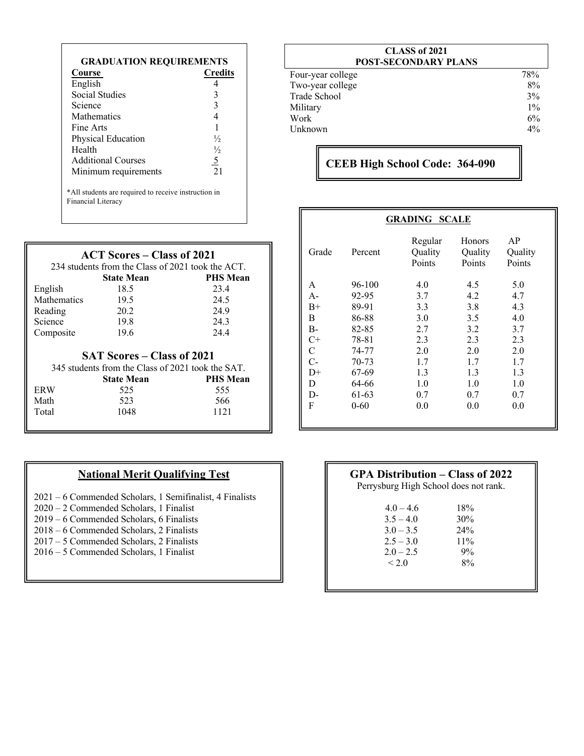## GRADUATION REQUIREMENTS

| Course | Credits |
|---|---|
| English | 4 |
| Social Studies | 3 |
| Science | 3 |
| Mathematics | 4 |
| Fine Arts | 1 |
| Physical Education | ½ |
| Health | ½ |
| Additional Courses | 5 |
| Minimum requirements | 21 |

*All students are required to receive instruction in Financial Literacy

## CLASS of 2021 POST-SECONDARY PLANS

| | |
|---|---|
| Four-year college | 78% |
| Two-year college | 8% |
| Trade School | 3% |
| Military | 1% |
| Work | 6% |
| Unknown | 4% |

**CEEB High School Code: 364-090**

## ACT Scores – Class of 2021

234 students from the Class of 2021 took the ACT.

| | State Mean | PHS Mean |
|---|---|---|
| English | 18.5 | 23.4 |
| Mathematics | 19.5 | 24.5 |
| Reading | 20.2 | 24.9 |
| Science | 19.8 | 24.3 |
| Composite | 19.6 | 24.4 |

## SAT Scores – Class of 2021

345 students from the Class of 2021 took the SAT.

| | State Mean | PHS Mean |
|---|---|---|
| ERW | 525 | 555 |
| Math | 523 | 566 |
| Total | 1048 | 1121 |

## GRADING SCALE

| Grade | Percent | Regular Quality Points | Honors Quality Points | AP Quality Points |
|---|---|---|---|---|
| A | 96-100 | 4.0 | 4.5 | 5.0 |
| A- | 92-95 | 3.7 | 4.2 | 4.7 |
| B+ | 89-91 | 3.3 | 3.8 | 4.3 |
| B | 86-88 | 3.0 | 3.5 | 4.0 |
| B- | 82-85 | 2.7 | 3.2 | 3.7 |
| C+ | 78-81 | 2.3 | 2.3 | 2.3 |
| C | 74-77 | 2.0 | 2.0 | 2.0 |
| C- | 70-73 | 1.7 | 1.7 | 1.7 |
| D+ | 67-69 | 1.3 | 1.3 | 1.3 |
| D | 64-66 | 1.0 | 1.0 | 1.0 |
| D- | 61-63 | 0.7 | 0.7 | 0.7 |
| F | 0-60 | 0.0 | 0.0 | 0.0 |

## National Merit Qualifying Test

2021 – 6 Commended Scholars, 1 Semifinalist, 4 Finalists
2020 – 2 Commended Scholars, 1 Finalist
2019 – 6 Commended Scholars, 6 Finalists
2018 – 6 Commended Scholars, 2 Finalists
2017 – 5 Commended Scholars, 2 Finalists
2016 – 5 Commended Scholars, 1 Finalist

## GPA Distribution – Class of 2022

Perrysburg High School does not rank.

| | |
|---|---|
| 4.0 – 4.6 | 18% |
| 3.5 – 4.0 | 30% |
| 3.0 – 3.5 | 24% |
| 2.5 – 3.0 | 11% |
| 2.0 – 2.5 | 9% |
| < 2.0 | 8% |